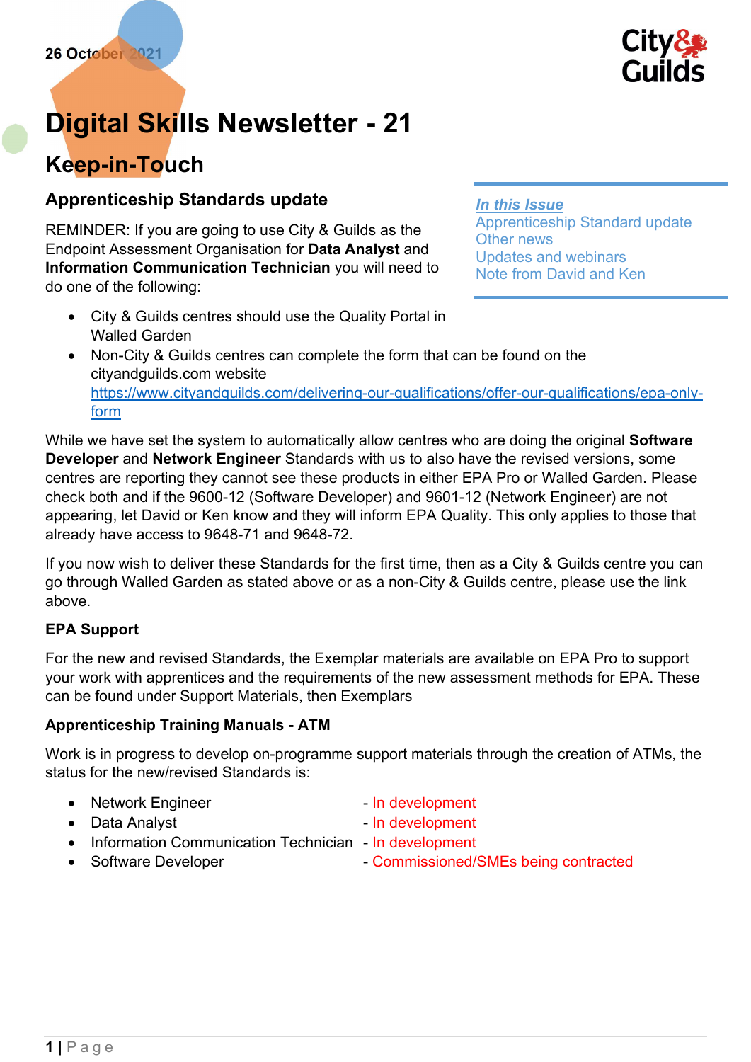26 October 2021

City & Guilds

# Digital Skills Newsletter - 21

## Keep-in-Touch

***In this Issue***
Apprenticeship Standard update
Other news
Updates and webinars
Note from David and Ken

### Apprenticeship Standards update

REMINDER: If you are going to use City & Guilds as the Endpoint Assessment Organisation for **Data Analyst** and **Information Communication Technician** you will need to do one of the following:

- City & Guilds centres should use the Quality Portal in Walled Garden
- Non-City & Guilds centres can complete the form that can be found on the cityandguilds.com website https://www.cityandguilds.com/delivering-our-qualifications/offer-our-qualifications/epa-only-form

While we have set the system to automatically allow centres who are doing the original **Software Developer** and **Network Engineer** Standards with us to also have the revised versions, some centres are reporting they cannot see these products in either EPA Pro or Walled Garden. Please check both and if the 9600-12 (Software Developer) and 9601-12 (Network Engineer) are not appearing, let David or Ken know and they will inform EPA Quality. This only applies to those that already have access to 9648-71 and 9648-72.

If you now wish to deliver these Standards for the first time, then as a City & Guilds centre you can go through Walled Garden as stated above or as a non-City & Guilds centre, please use the link above.

#### EPA Support

For the new and revised Standards, the Exemplar materials are available on EPA Pro to support your work with apprentices and the requirements of the new assessment methods for EPA. These can be found under Support Materials, then Exemplars

#### Apprenticeship Training Manuals - ATM

Work is in progress to develop on-programme support materials through the creation of ATMs, the status for the new/revised Standards is:

- Network Engineer - In development
- Data Analyst - In development
- Information Communication Technician - In development
- Software Developer - Commissioned/SMEs being contracted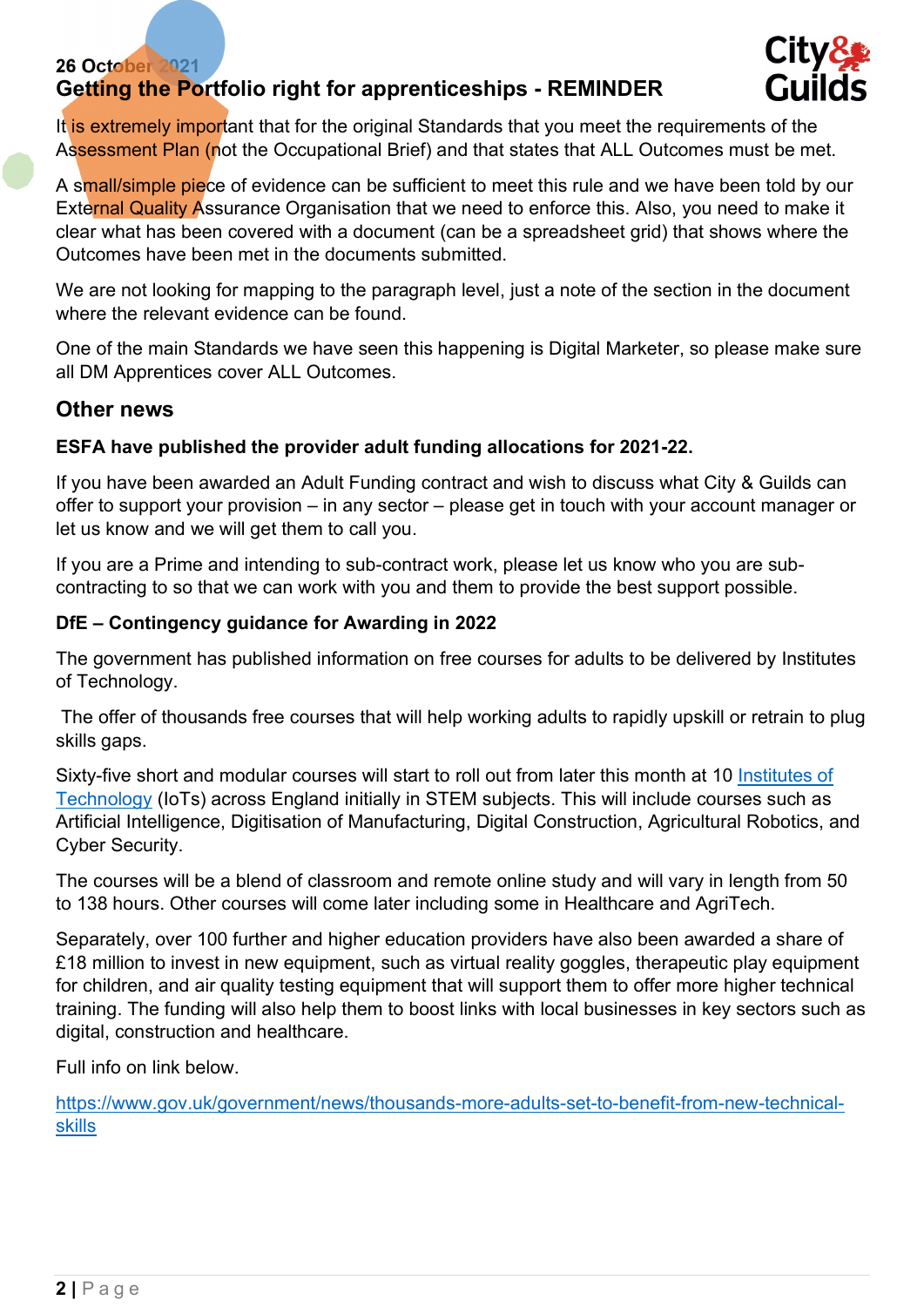26 October 2021

## Getting the Portfolio right for apprenticeships - REMINDER

It is extremely important that for the original Standards that you meet the requirements of the Assessment Plan (not the Occupational Brief) and that states that ALL Outcomes must be met.

A small/simple piece of evidence can be sufficient to meet this rule and we have been told by our External Quality Assurance Organisation that we need to enforce this. Also, you need to make it clear what has been covered with a document (can be a spreadsheet grid) that shows where the Outcomes have been met in the documents submitted.

We are not looking for mapping to the paragraph level, just a note of the section in the document where the relevant evidence can be found.

One of the main Standards we have seen this happening is Digital Marketer, so please make sure all DM Apprentices cover ALL Outcomes.

## Other news

**ESFA have published the provider adult funding allocations for 2021-22.**

If you have been awarded an Adult Funding contract and wish to discuss what City & Guilds can offer to support your provision – in any sector – please get in touch with your account manager or let us know and we will get them to call you.

If you are a Prime and intending to sub-contract work, please let us know who you are sub-contracting to so that we can work with you and them to provide the best support possible.

**DfE – Contingency guidance for Awarding in 2022**

The government has published information on free courses for adults to be delivered by Institutes of Technology.

The offer of thousands free courses that will help working adults to rapidly upskill or retrain to plug skills gaps.

Sixty-five short and modular courses will start to roll out from later this month at 10 Institutes of Technology (IoTs) across England initially in STEM subjects. This will include courses such as Artificial Intelligence, Digitisation of Manufacturing, Digital Construction, Agricultural Robotics, and Cyber Security.

The courses will be a blend of classroom and remote online study and will vary in length from 50 to 138 hours. Other courses will come later including some in Healthcare and AgriTech.

Separately, over 100 further and higher education providers have also been awarded a share of £18 million to invest in new equipment, such as virtual reality goggles, therapeutic play equipment for children, and air quality testing equipment that will support them to offer more higher technical training. The funding will also help them to boost links with local businesses in key sectors such as digital, construction and healthcare.

Full info on link below.

https://www.gov.uk/government/news/thousands-more-adults-set-to-benefit-from-new-technical-skills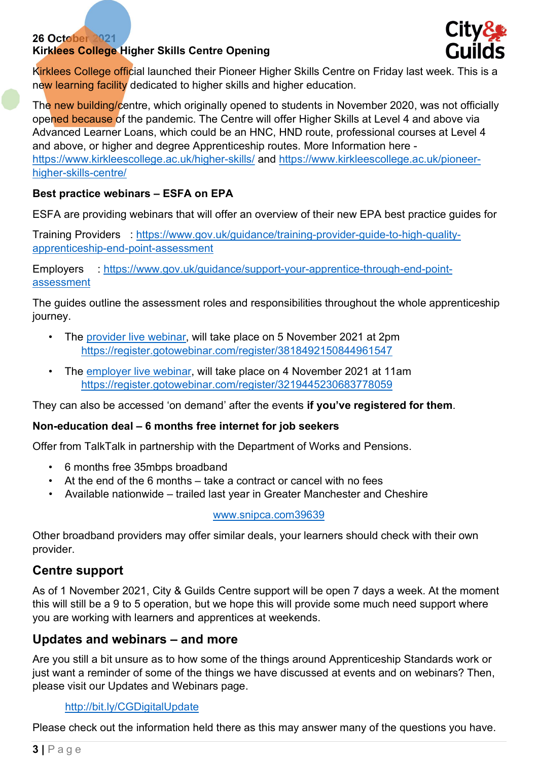26 October 2021

**Kirklees College Higher Skills Centre Opening**

Kirklees College official launched their Pioneer Higher Skills Centre on Friday last week. This is a new learning facility dedicated to higher skills and higher education.

The new building/centre, which originally opened to students in November 2020, was not officially opened because of the pandemic. The Centre will offer Higher Skills at Level 4 and above via Advanced Learner Loans, which could be an HNC, HND route, professional courses at Level 4 and above, or higher and degree Apprenticeship routes. More Information here - https://www.kirkleescollege.ac.uk/higher-skills/ and https://www.kirkleescollege.ac.uk/pioneer-higher-skills-centre/

**Best practice webinars – ESFA on EPA**

ESFA are providing webinars that will offer an overview of their new EPA best practice guides for

Training Providers : https://www.gov.uk/guidance/training-provider-guide-to-high-quality-apprenticeship-end-point-assessment

Employers : https://www.gov.uk/guidance/support-your-apprentice-through-end-point-assessment

The guides outline the assessment roles and responsibilities throughout the whole apprenticeship journey.

- The provider live webinar, will take place on 5 November 2021 at 2pm
  https://register.gotowebinar.com/register/3818492150844961547
- The employer live webinar, will take place on 4 November 2021 at 11am
  https://register.gotowebinar.com/register/3219445230683778059

They can also be accessed 'on demand' after the events **if you've registered for them**.

**Non-education deal – 6 months free internet for job seekers**

Offer from TalkTalk in partnership with the Department of Works and Pensions.

- 6 months free 35mbps broadband
- At the end of the 6 months – take a contract or cancel with no fees
- Available nationwide – trailed last year in Greater Manchester and Cheshire

www.snipca.com39639

Other broadband providers may offer similar deals, your learners should check with their own provider.

## Centre support

As of 1 November 2021, City & Guilds Centre support will be open 7 days a week. At the moment this will still be a 9 to 5 operation, but we hope this will provide some much need support where you are working with learners and apprentices at weekends.

## Updates and webinars – and more

Are you still a bit unsure as to how some of the things around Apprenticeship Standards work or just want a reminder of some of the things we have discussed at events and on webinars? Then, please visit our Updates and Webinars page.

http://bit.ly/CGDigitalUpdate

Please check out the information held there as this may answer many of the questions you have.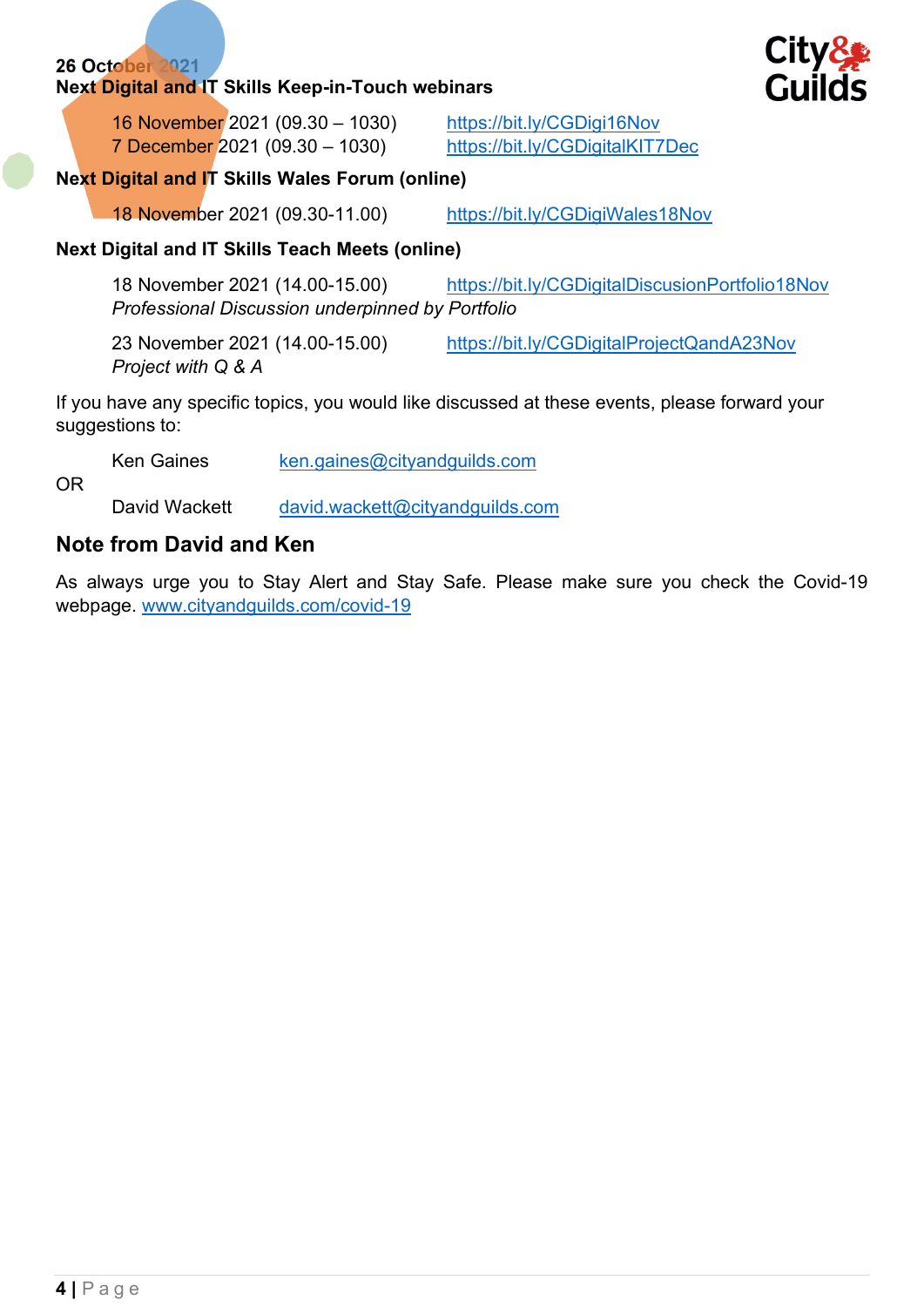26 October 2021

**Next Digital and IT Skills Keep-in-Touch webinars**

16 November 2021 (09.30 – 1030) https://bit.ly/CGDigi16Nov
7 December 2021 (09.30 – 1030) https://bit.ly/CGDigitalKIT7Dec

**Next Digital and IT Skills Wales Forum (online)**

18 November 2021 (09.30-11.00) https://bit.ly/CGDigiWales18Nov

**Next Digital and IT Skills Teach Meets (online)**

18 November 2021 (14.00-15.00) https://bit.ly/CGDigitalDiscusionPortfolio18Nov
*Professional Discussion underpinned by Portfolio*

23 November 2021 (14.00-15.00) https://bit.ly/CGDigitalProjectQandA23Nov
*Project with Q & A*

If you have any specific topics, you would like discussed at these events, please forward your suggestions to:

Ken Gaines ken.gaines@cityandguilds.com

OR

David Wackett david.wackett@cityandguilds.com

## Note from David and Ken

As always urge you to Stay Alert and Stay Safe. Please make sure you check the Covid-19 webpage. www.cityandguilds.com/covid-19